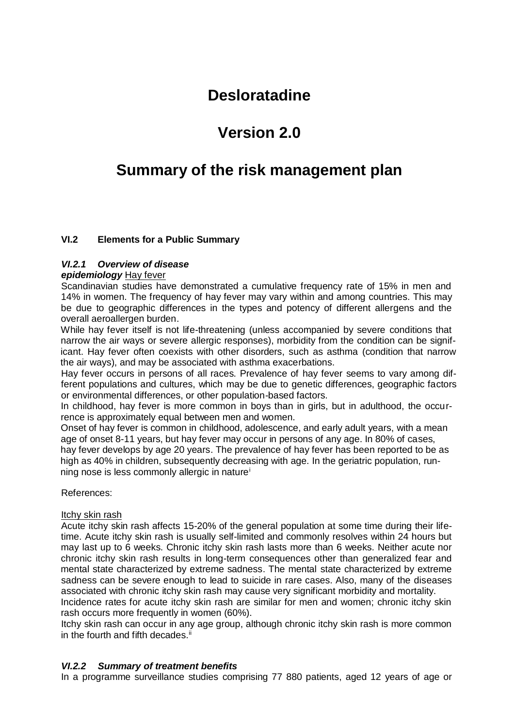# Desloratadine

# Version 2.0

# Summary of the risk management plan

### VI.2 Elements for a Public Summary

#### *VI.2.1 Overview of disease epidemiology*

Hay fever

Scandinavian studies have demonstrated a cumulative frequency rate of 15% in men and 14% in women. The frequency of hay fever may vary within and among countries. This may be due to geographic differences in the types and potency of different allergens and the overall aeroallergen burden.

While hay fever itself is not life-threatening (unless accompanied by severe conditions that narrow the air ways or severe allergic responses), morbidity from the condition can be significant. Hay fever often coexists with other disorders, such as asthma (condition that narrow the air ways), and may be associated with asthma exacerbations.

Hay fever occurs in persons of all races. Prevalence of hay fever seems to vary among different populations and cultures, which may be due to genetic differences, geographic factors or environmental differences, or other population-based factors.

In childhood, hay fever is more common in boys than in girls, but in adulthood, the occurrence is approximately equal between men and women.

Onset of hay fever is common in childhood, adolescence, and early adult years, with a mean age of onset 8-11 years, but hay fever may occur in persons of any age. In 80% of cases, hay fever develops by age 20 years. The prevalence of hay fever has been reported to be as high as 40% in children, subsequently decreasing with age. In the geriatric population, running nose is less commonly allergic in nature[i]

References:

Itchy skin rash

Acute itchy skin rash affects 15-20% of the general population at some time during their lifetime. Acute itchy skin rash is usually self-limited and commonly resolves within 24 hours but may last up to 6 weeks. Chronic itchy skin rash lasts more than 6 weeks. Neither acute nor chronic itchy skin rash results in long-term consequences other than generalized fear and mental state characterized by extreme sadness. The mental state characterized by extreme sadness can be severe enough to lead to suicide in rare cases. Also, many of the diseases associated with chronic itchy skin rash may cause very significant morbidity and mortality.

Incidence rates for acute itchy skin rash are similar for men and women; chronic itchy skin rash occurs more frequently in women (60%).

Itchy skin rash can occur in any age group, although chronic itchy skin rash is more common in the fourth and fifth decades.[ii]

#### *VI.2.2 Summary of treatment benefits*

In a programme surveillance studies comprising 77 880 patients, aged 12 years of age or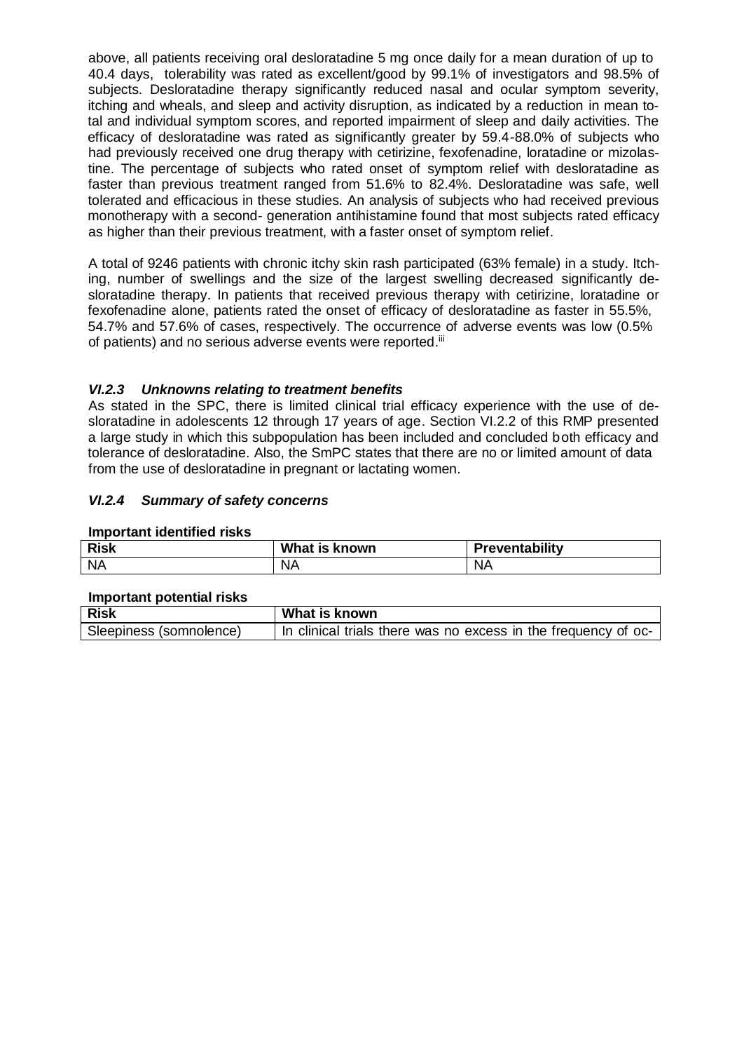above, all patients receiving oral desloratadine 5 mg once daily for a mean duration of up to 40.4 days, tolerability was rated as excellent/good by 99.1% of investigators and 98.5% of subjects. Desloratadine therapy significantly reduced nasal and ocular symptom severity, itching and wheals, and sleep and activity disruption, as indicated by a reduction in mean total and individual symptom scores, and reported impairment of sleep and daily activities. The efficacy of desloratadine was rated as significantly greater by 59.4-88.0% of subjects who had previously received one drug therapy with cetirizine, fexofenadine, loratadine or mizolastine. The percentage of subjects who rated onset of symptom relief with desloratadine as faster than previous treatment ranged from 51.6% to 82.4%. Desloratadine was safe, well tolerated and efficacious in these studies. An analysis of subjects who had received previous monotherapy with a second- generation antihistamine found that most subjects rated efficacy as higher than their previous treatment, with a faster onset of symptom relief.

A total of 9246 patients with chronic itchy skin rash participated (63% female) in a study. Itching, number of swellings and the size of the largest swelling decreased significantly desloratadine therapy. In patients that received previous therapy with cetirizine, loratadine or fexofenadine alone, patients rated the onset of efficacy of desloratadine as faster in 55.5%, 54.7% and 57.6% of cases, respectively. The occurrence of adverse events was low (0.5% of patients) and no serious adverse events were reported.[iii]

### *VI.2.3 Unknowns relating to treatment benefits*

As stated in the SPC, there is limited clinical trial efficacy experience with the use of desloratadine in adolescents 12 through 17 years of age. Section VI.2.2 of this RMP presented a large study in which this subpopulation has been included and concluded both efficacy and tolerance of desloratadine. Also, the SmPC states that there are no or limited amount of data from the use of desloratadine in pregnant or lactating women.

### *VI.2.4 Summary of safety concerns*

**Important identified risks**

| Risk | What is known | Preventability |
|---|---|---|
| NA | NA | NA |

**Important potential risks**

| Risk | What is known |
|---|---|
| Sleepiness (somnolence) | In clinical trials there was no excess in the frequency of oc- |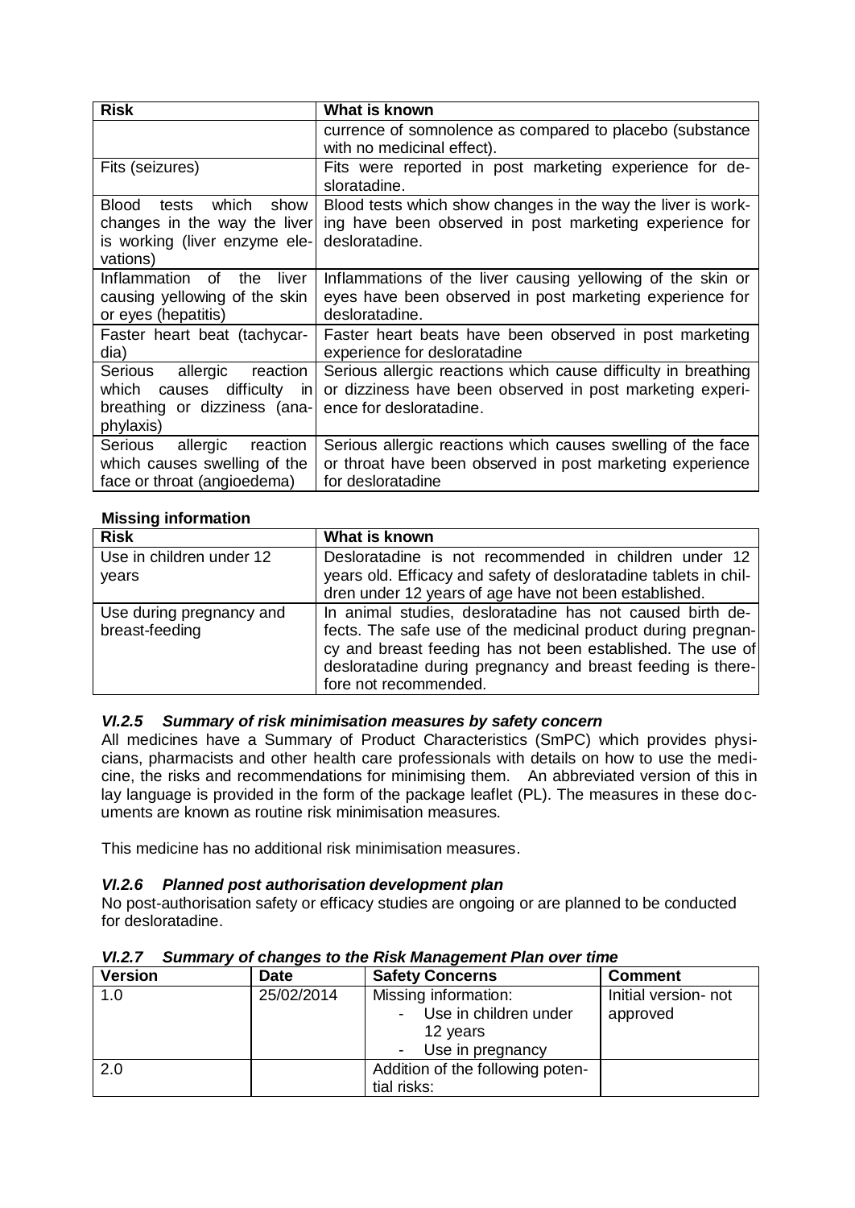| Risk | What is known |
|---|---|
| | currence of somnolence as compared to placebo (substance with no medicinal effect). |
| Fits (seizures) | Fits were reported in post marketing experience for desloratadine. |
| Blood tests which show changes in the way the liver is working (liver enzyme elevations) | Blood tests which show changes in the way the liver is working have been observed in post marketing experience for desloratadine. |
| Inflammation of the liver causing yellowing of the skin or eyes (hepatitis) | Inflammations of the liver causing yellowing of the skin or eyes have been observed in post marketing experience for desloratadine. |
| Faster heart beat (tachycardia) | Faster heart beats have been observed in post marketing experience for desloratadine |
| Serious allergic reaction which causes difficulty in breathing or dizziness (anaphylaxis) | Serious allergic reactions which cause difficulty in breathing or dizziness have been observed in post marketing experience for desloratadine. |
| Serious allergic reaction which causes swelling of the face or throat (angioedema) | Serious allergic reactions which causes swelling of the face or throat have been observed in post marketing experience for desloratadine |

**Missing information**

| Risk | What is known |
|---|---|
| Use in children under 12 years | Desloratadine is not recommended in children under 12 years old. Efficacy and safety of desloratadine tablets in children under 12 years of age have not been established. |
| Use during pregnancy and breast-feeding | In animal studies, desloratadine has not caused birth defects. The safe use of the medicinal product during pregnancy and breast feeding has not been established. The use of desloratadine during pregnancy and breast feeding is therefore not recommended. |

### *VI.2.5 Summary of risk minimisation measures by safety concern*

All medicines have a Summary of Product Characteristics (SmPC) which provides physicians, pharmacists and other health care professionals with details on how to use the medicine, the risks and recommendations for minimising them. An abbreviated version of this in lay language is provided in the form of the package leaflet (PL). The measures in these documents are known as routine risk minimisation measures.

This medicine has no additional risk minimisation measures.

### *VI.2.6 Planned post authorisation development plan*

No post-authorisation safety or efficacy studies are ongoing or are planned to be conducted for desloratadine.

### *VI.2.7 Summary of changes to the Risk Management Plan over time*

| Version | Date | Safety Concerns | Comment |
|---|---|---|---|
| 1.0 | 25/02/2014 | Missing information:<br>- Use in children under 12 years<br>- Use in pregnancy | Initial version- not approved |
| 2.0 | | Addition of the following potential risks: | |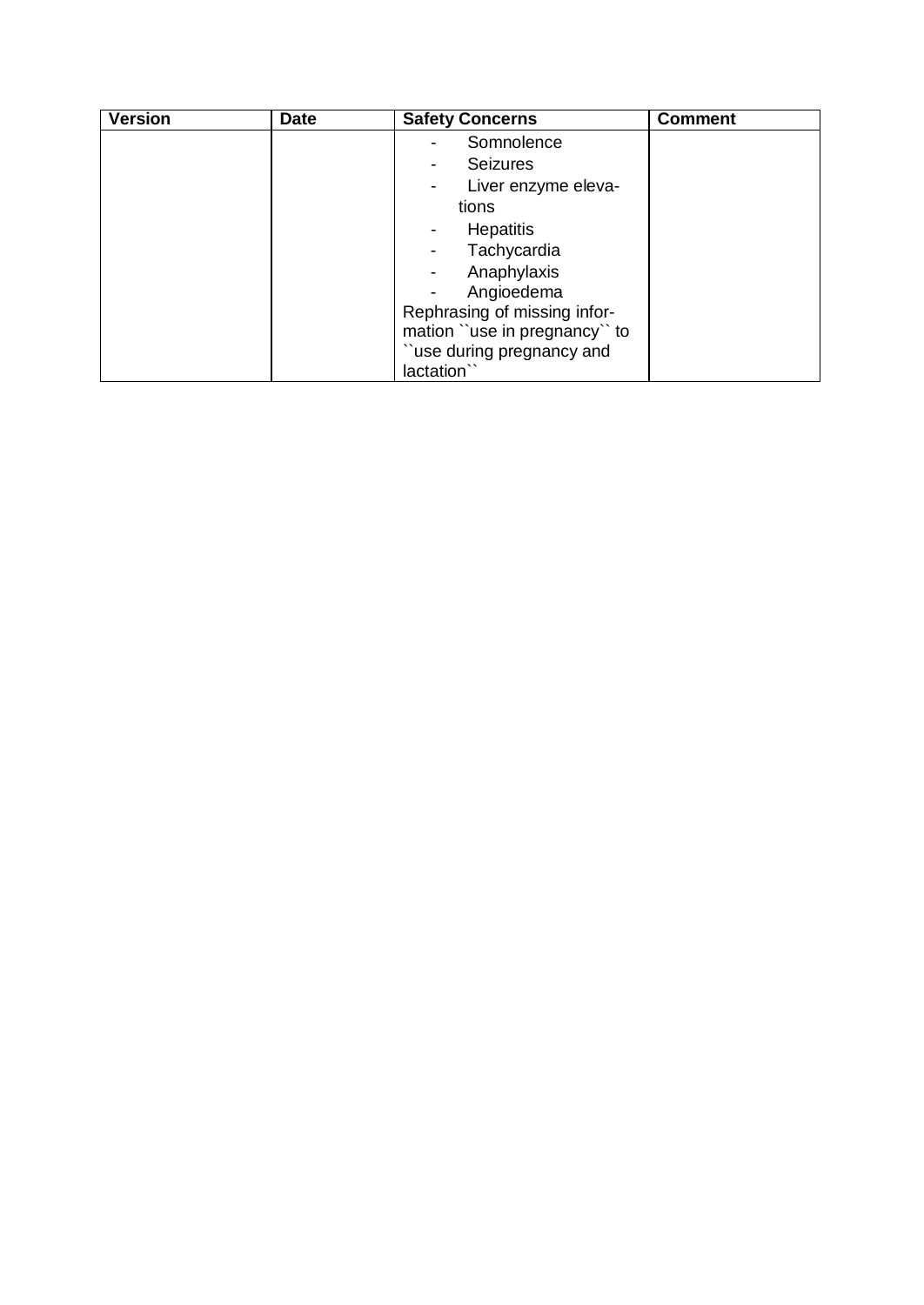| Version | Date | Safety Concerns | Comment |
|---|---|---|---|
| | | - Somnolence<br>- Seizures<br>- Liver enzyme elevations<br>- Hepatitis<br>- Tachycardia<br>- Anaphylaxis<br>- Angioedema<br>Rephrasing of missing information ``use in pregnancy`` to ``use during pregnancy and lactation`` | |